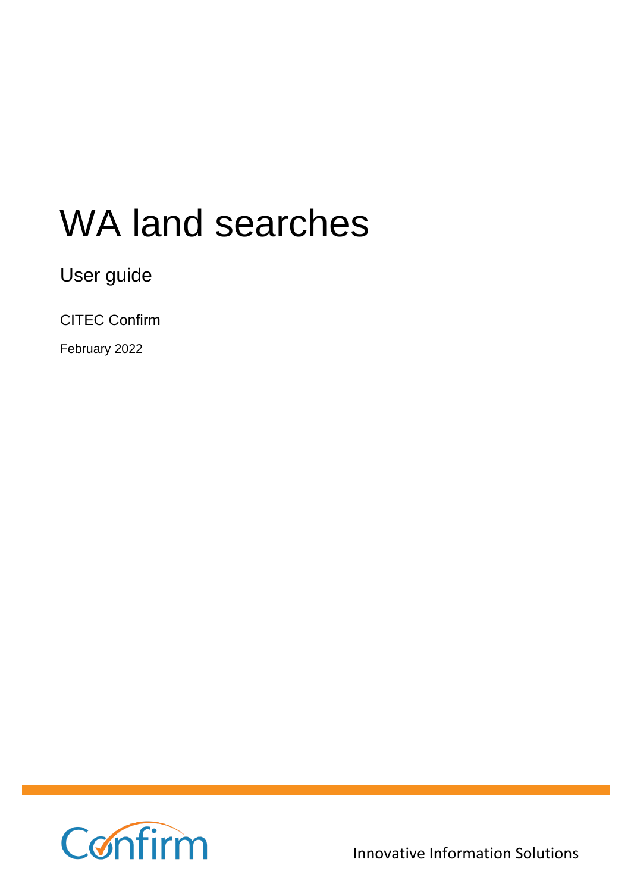# WA land searches

User guide

CITEC Confirm

February 2022

Innovative Information Solutions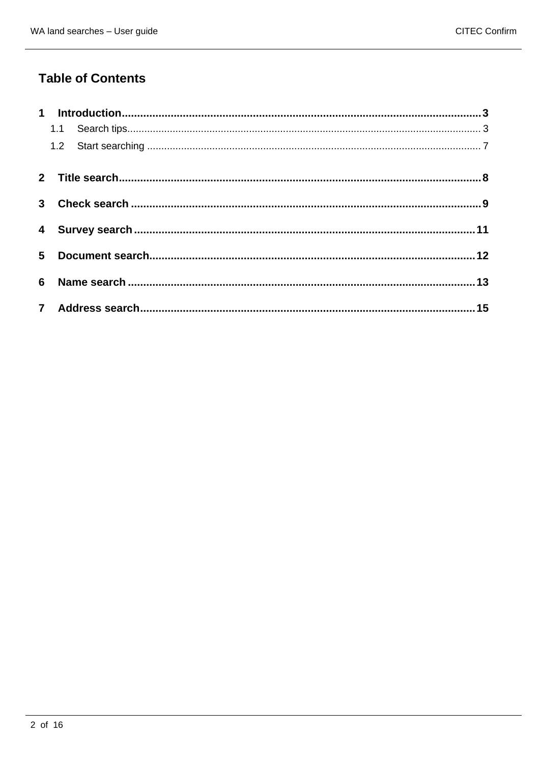# Table of Contents

**1 Introduction .......... 3**

- 1.1 Search tips .......... 3
- 1.2 Start searching .......... 7

**2 Title search .......... 8**

**3 Check search .......... 9**

**4 Survey search .......... 11**

**5 Document search .......... 12**

**6 Name search .......... 13**

**7 Address search .......... 15**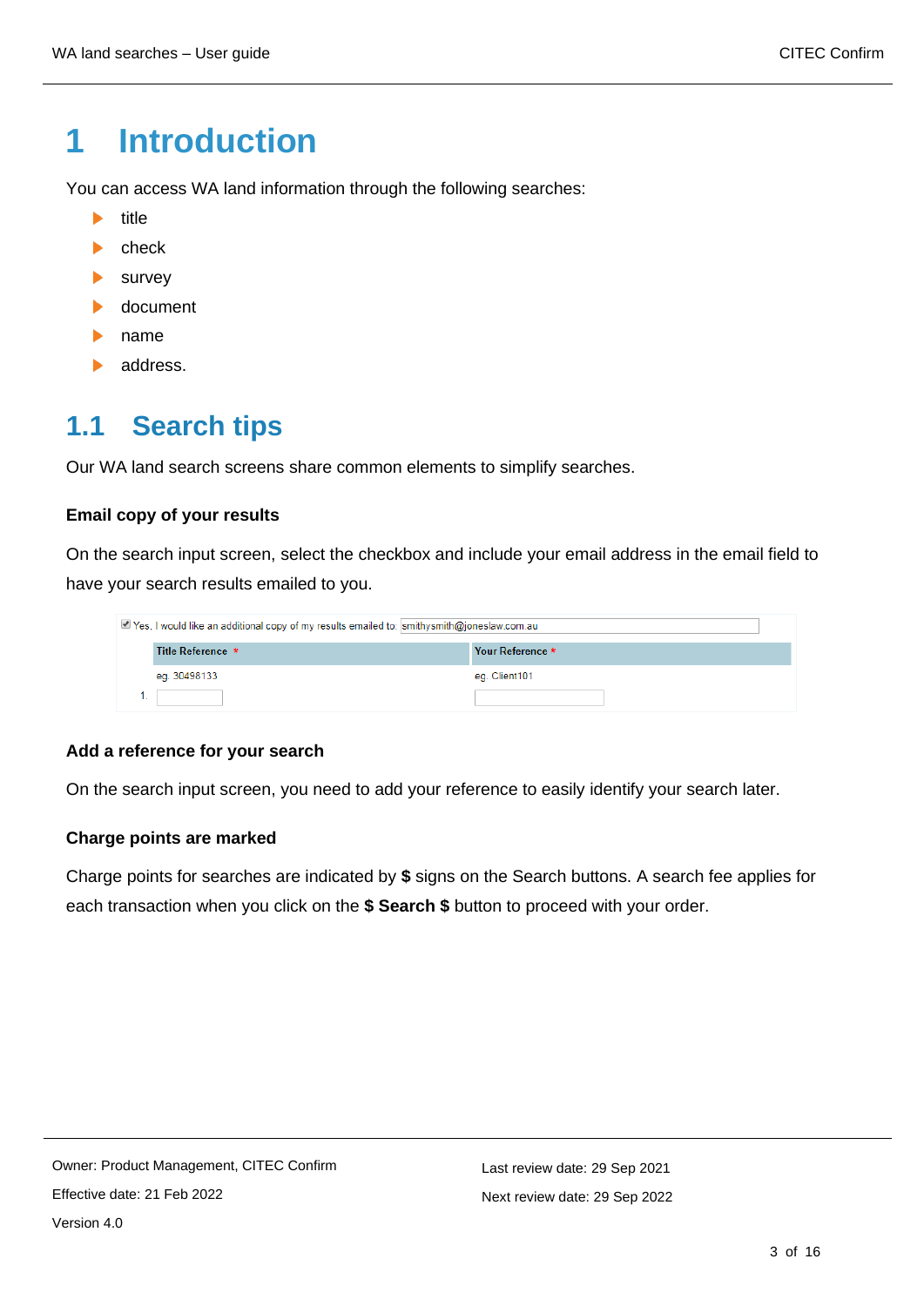# 1 Introduction

You can access WA land information through the following searches:

- title
- check
- survey
- document
- name
- address.

## 1.1 Search tips

Our WA land search screens share common elements to simplify searches.

### Email copy of your results

On the search input screen, select the checkbox and include your email address in the email field to have your search results emailed to you.

☑ Yes, I would like an additional copy of my results emailed to: smithysmith@joneslaw.com.au

| | Title Reference * | Your Reference * |
|---|---|---|
| | eg. 30498133 | eg. Client101 |
| 1. | | |

### Add a reference for your search

On the search input screen, you need to add your reference to easily identify your search later.

### Charge points are marked

Charge points for searches are indicated by **$** signs on the Search buttons. A search fee applies for each transaction when you click on the **$ Search $** button to proceed with your order.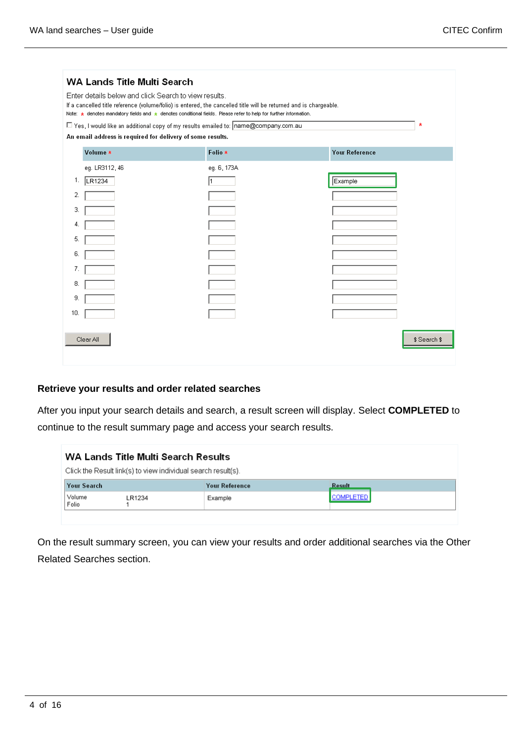**WA Lands Title Multi Search**

Enter details below and click Search to view results.

If a cancelled title reference (volume/folio) is entered, the cancelled title will be returned and is chargeable.

Note: * denotes mandatory fields and * denotes conditional fields. Please refer to help for further information.

☐ Yes, I would like an additional copy of my results emailed to: name@company.com.au *

An email address is required for delivery of some results.

| | Volume * | Folio * | Your Reference |
|---|---|---|---|
| | eg. LR3112, 46 | eg. 6, 173A | |
| 1. | LR1234 | 1 | Example |
| 2. | | | |
| 3. | | | |
| 4. | | | |
| 5. | | | |
| 6. | | | |
| 7. | | | |
| 8. | | | |
| 9. | | | |
| 10. | | | |

Clear All        $ Search $

### Retrieve your results and order related searches

After you input your search details and search, a result screen will display. Select **COMPLETED** to continue to the result summary page and access your search results.

**WA Lands Title Multi Search Results**

Click the Result link(s) to view individual search result(s).

| Your Search | | Your Reference | Result |
|---|---|---|---|
| Volume<br>Folio | LR1234<br>1 | Example | COMPLETED |

On the result summary screen, you can view your results and order additional searches via the Other Related Searches section.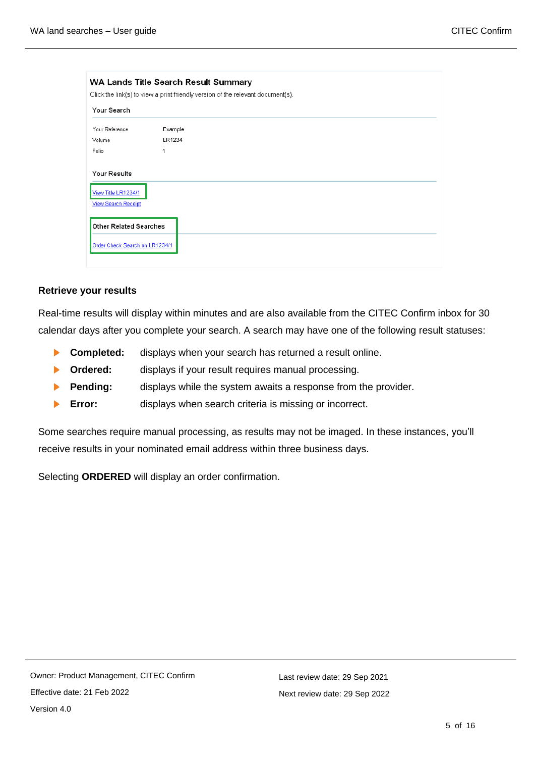**WA Lands Title Search Result Summary**

Click the link(s) to view a print friendly version of the relevant document(s).

**Your Search**

| | |
|---|---|
| Your Reference | Example |
| Volume | LR1234 |
| Folio | 1 |

**Your Results**

View Title LR1234/1

View Search Receipt

**Other Related Searches**

Order Check Search on LR1234/1

### Retrieve your results

Real-time results will display within minutes and are also available from the CITEC Confirm inbox for 30 calendar days after you complete your search. A search may have one of the following result statuses:

- **Completed:** displays when your search has returned a result online.
- **Ordered:** displays if your result requires manual processing.
- **Pending:** displays while the system awaits a response from the provider.
- **Error:** displays when search criteria is missing or incorrect.

Some searches require manual processing, as results may not be imaged. In these instances, you'll receive results in your nominated email address within three business days.

Selecting **ORDERED** will display an order confirmation.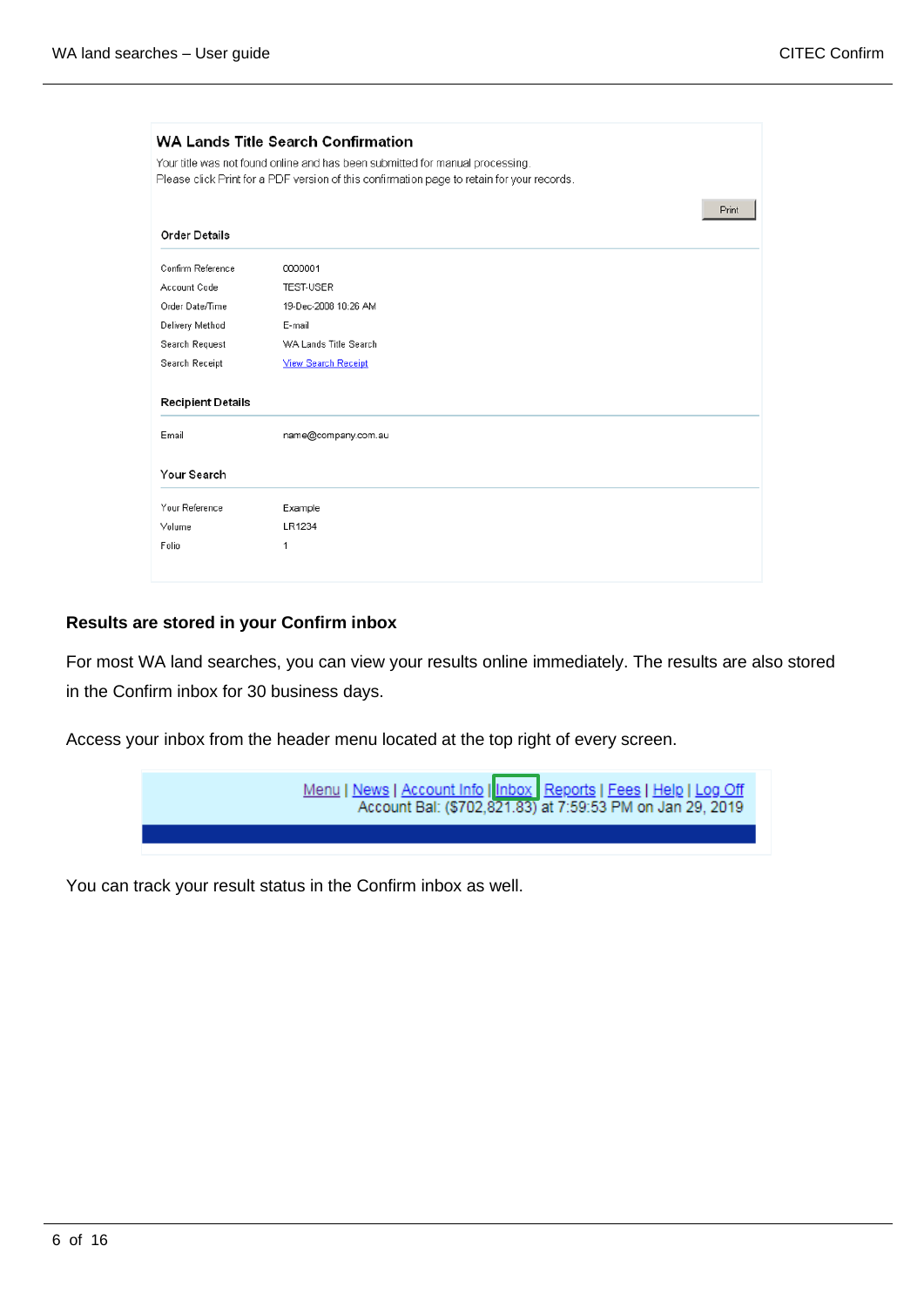### WA Lands Title Search Confirmation

Your title was not found online and has been submitted for manual processing.
Please click Print for a PDF version of this confirmation page to retain for your records.

Print

**Order Details**

| | |
|---|---|
| Confirm Reference | 0000001 |
| Account Code | TEST-USER |
| Order Date/Time | 19-Dec-2008 10:26 AM |
| Delivery Method | E-mail |
| Search Request | WA Lands Title Search |
| Search Receipt | View Search Receipt |

**Recipient Details**

| | |
|---|---|
| Email | name@company.com.au |

**Your Search**

| | |
|---|---|
| Your Reference | Example |
| Volume | LR1234 |
| Folio | 1 |

**Results are stored in your Confirm inbox**

For most WA land searches, you can view your results online immediately. The results are also stored in the Confirm inbox for 30 business days.

Access your inbox from the header menu located at the top right of every screen.

Menu | News | Account Info | Inbox | Reports | Fees | Help | Log Off
Account Bal: ($702,821.83) at 7:59:53 PM on Jan 29, 2019

You can track your result status in the Confirm inbox as well.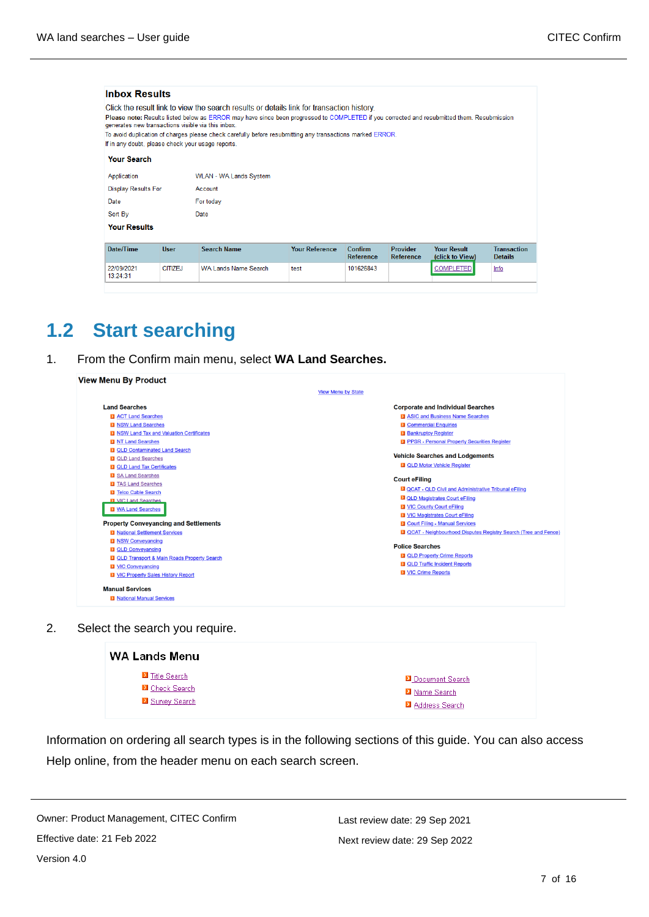**Inbox Results**

Click the result link to view the search results or details link for transaction history.

**Please note:** Results listed below as ERROR may have since been progressed to COMPLETED if you corrected and resubmitted them. Resubmission generates new transactions visible via this inbox.

To avoid duplication of charges please check carefully before resubmitting any transactions marked ERROR.

If in doubt, please check your usage reports.

**Your Search**

| | |
|---|---|
| Application | WLAN - WA Lands System |
| Display Results For | Account |
| Date | For today |
| Sort By | Date |

**Your Results**

| Date/Time | User | Search Name | Your Reference | Confirm Reference | Provider Reference | Your Result (click to View) | Transaction Details |
|---|---|---|---|---|---|---|---|
| 22/09/2021 13:24:31 | CITIZEJ | WA Lands Name Search | test | 101626843 | | COMPLETED | Info |

## 1.2 Start searching

1. From the Confirm main menu, select **WA Land Searches.**

**View Menu By Product**

View Menu by State

**Land Searches**
- ACT Land Searches
- NSW Land Searches
- NSW Land Tax and Valuation Certificates
- NT Land Searches
- QLD Contaminated Land Search
- QLD Land Searches
- QLD Land Tax Certificates
- SA Land Searches
- TAS Land Searches
- Telco Cable Search
- VIC Land Searches
- WA Land Searches

**Property Conveyancing and Settlements**
- National Settlement Services
- NSW Conveyancing
- QLD Conveyancing
- QLD Transport & Main Roads Property Search
- VIC Conveyancing
- VIC Property Sales History Report

**Manual Services**
- National Manual Services

**Corporate and Individual Searches**
- ASIC and Business Name Searches
- Commercial Enquiries
- Bankruptcy Register
- PPSR - Personal Property Securities Register

**Vehicle Searches and Lodgements**
- QLD Motor Vehicle Register

**Court eFiling**
- QCAT - QLD Civil and Administrative Tribunal eFiling
- QLD Magistrates Court eFiling
- VIC County Court eFiling
- VIC Magistrates Court eFiling
- Court Filing - Manual Services
- QCAT - Neighbourhood Disputes Registry Search (Tree and Fence)

**Police Searches**
- QLD Property Crime Reports
- QLD Traffic Incident Reports
- VIC Crime Reports

2. Select the search you require.

**WA Lands Menu**

- Title Search
- Check Search
- Survey Search
- Document Search
- Name Search
- Address Search

Information on ordering all search types is in the following sections of this guide. You can also access Help online, from the header menu on each search screen.

Owner: Product Management, CITEC Confirm

Effective date: 21 Feb 2022

Version 4.0

Last review date: 29 Sep 2021

Next review date: 29 Sep 2022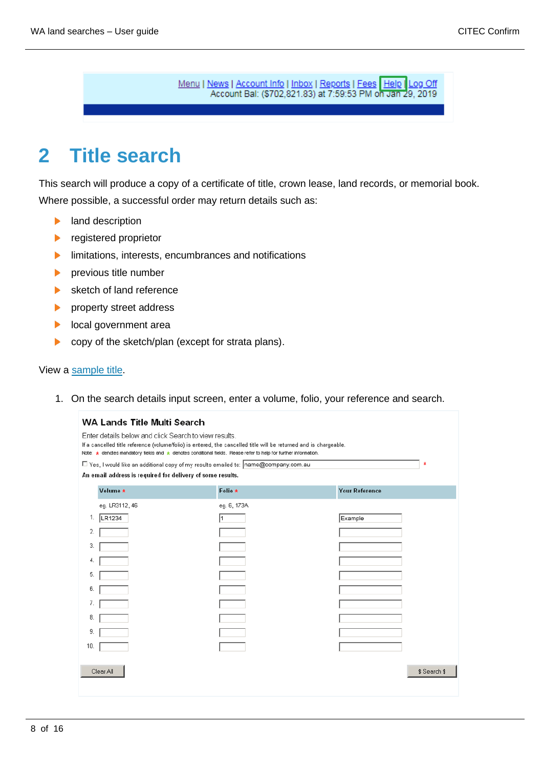Menu | News | Account Info | Inbox | Reports | Fees | Help | Log Off
Account Bal: ($702,821.83) at 7:59:53 PM on Jan 29, 2019

# 2 Title search

This search will produce a copy of a certificate of title, crown lease, land records, or memorial book. Where possible, a successful order may return details such as:

- land description
- registered proprietor
- limitations, interests, encumbrances and notifications
- previous title number
- sketch of land reference
- property street address
- local government area
- copy of the sketch/plan (except for strata plans).

View a sample title.

1. On the search details input screen, enter a volume, folio, your reference and search.

**WA Lands Title Multi Search**

Enter details below and click Search to view results.
If a cancelled title reference (volume/folio) is entered, the cancelled title will be returned and is chargeable.
Note: * denotes mandatory fields and * denotes conditional fields. Please refer to help for further information.

☐ Yes, I would like an additional copy of my results emailed to: name@company.com.au *

**An email address is required for delivery of some results.**

| | Volume * | Folio * | Your Reference |
|---|---|---|---|
| | eg. LR3112, 46 | eg. 6, 173A | |
| 1. | LR1234 | 1 | Example |
| 2. | | | |
| 3. | | | |
| 4. | | | |
| 5. | | | |
| 6. | | | |
| 7. | | | |
| 8. | | | |
| 9. | | | |
| 10. | | | |

Clear All | $ Search $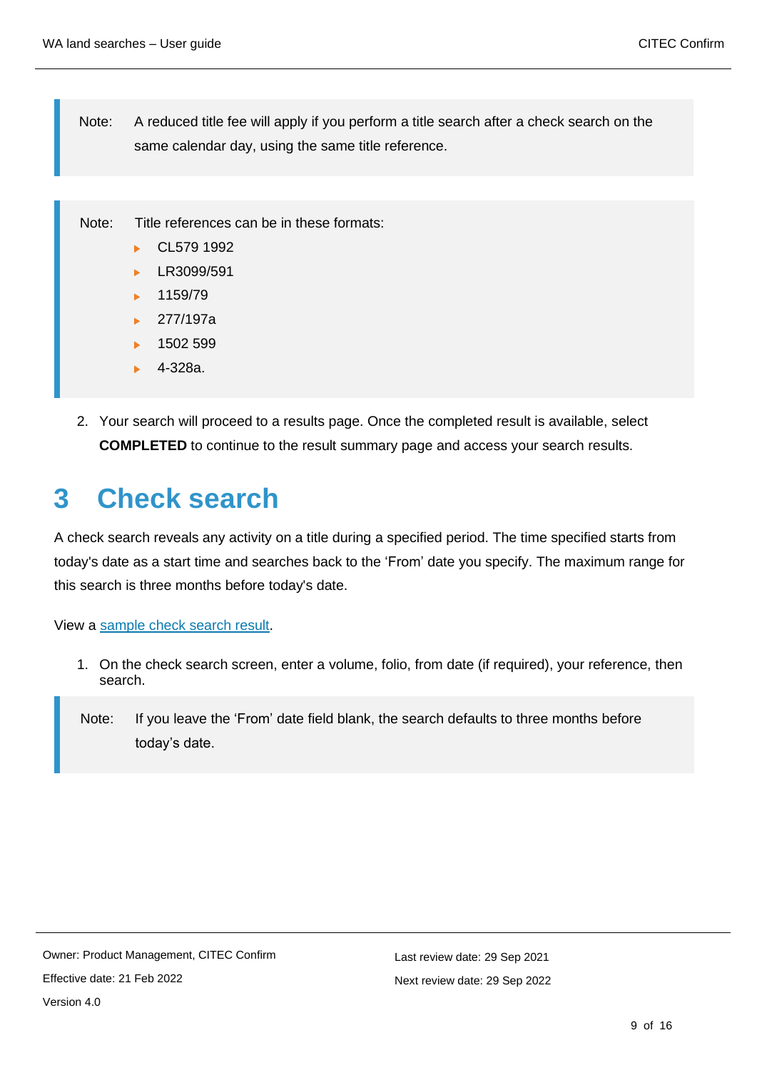> Note: A reduced title fee will apply if you perform a title search after a check search on the same calendar day, using the same title reference.

> Note: Title references can be in these formats:
> - CL579 1992
> - LR3099/591
> - 1159/79
> - 277/197a
> - 1502 599
> - 4-328a.

2. Your search will proceed to a results page. Once the completed result is available, select **COMPLETED** to continue to the result summary page and access your search results.

# 3 Check search

A check search reveals any activity on a title during a specified period. The time specified starts from today's date as a start time and searches back to the 'From' date you specify. The maximum range for this search is three months before today's date.

View a sample check search result.

1. On the check search screen, enter a volume, folio, from date (if required), your reference, then search.

> Note: If you leave the 'From' date field blank, the search defaults to three months before today's date.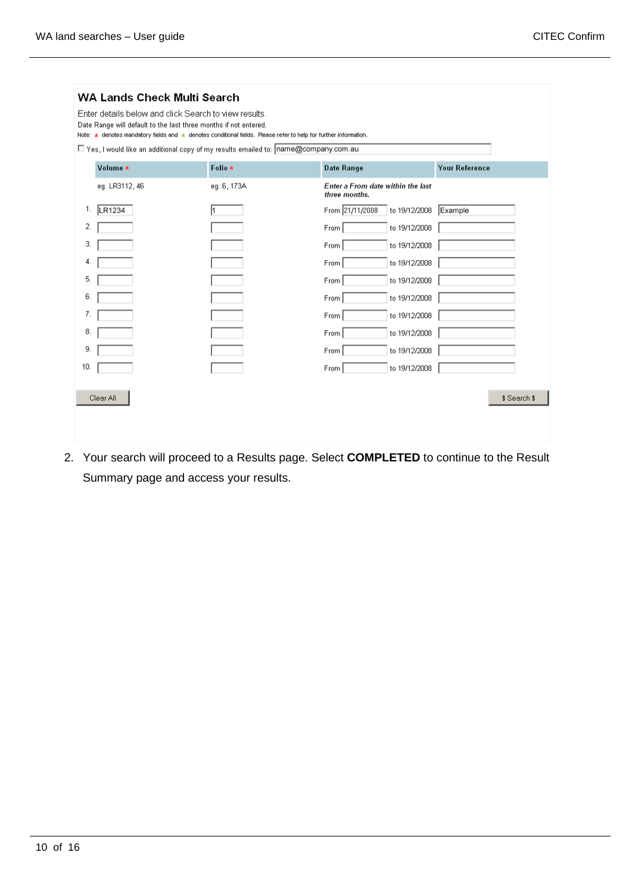### WA Lands Check Multi Search

Enter details below and click Search to view results.

Date Range will default to the last three months if not entered.

Note: * denotes mandatory fields and * denotes conditional fields. Please refer to help for further information.

☐ Yes, I would like an additional copy of my results emailed to: name@company.com.au

| | Volume * | Folio * | Date Range | Your Reference |
|---|---|---|---|---|
| | eg. LR3112, 46 | eg. 6, 173A | *Enter a From date within the last three months.* | |
| 1. | LR1234 | 1 | From 21/11/2008 to 19/12/2008 | Example |
| 2. | | | From to 19/12/2008 | |
| 3. | | | From to 19/12/2008 | |
| 4. | | | From to 19/12/2008 | |
| 5. | | | From to 19/12/2008 | |
| 6. | | | From to 19/12/2008 | |
| 7. | | | From to 19/12/2008 | |
| 8. | | | From to 19/12/2008 | |
| 9. | | | From to 19/12/2008 | |
| 10. | | | From to 19/12/2008 | |

Clear All     $ Search $

2. Your search will proceed to a Results page. Select **COMPLETED** to continue to the Result Summary page and access your results.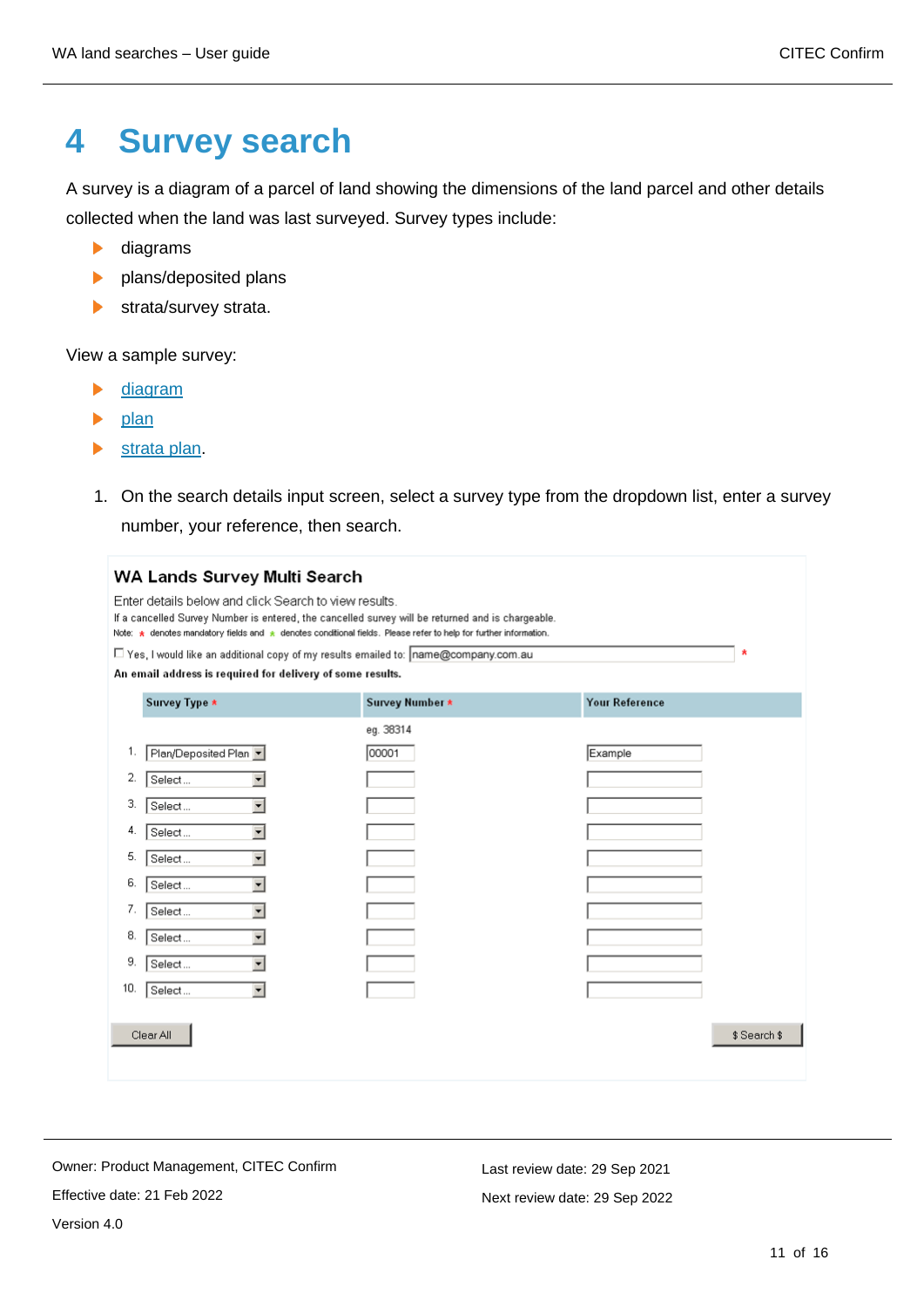# 4 Survey search

A survey is a diagram of a parcel of land showing the dimensions of the land parcel and other details collected when the land was last surveyed. Survey types include:

- diagrams
- plans/deposited plans
- strata/survey strata.

View a sample survey:

- diagram
- plan
- strata plan.

1. On the search details input screen, select a survey type from the dropdown list, enter a survey number, your reference, then search.

**WA Lands Survey Multi Search**

Enter details below and click Search to view results.
If a cancelled Survey Number is entered, the cancelled survey will be returned and is chargeable.
Note: * denotes mandatory fields and * denotes conditional fields. Please refer to help for further information.

☐ Yes, I would like an additional copy of my results emailed to: name@company.com.au *

**An email address is required for delivery of some results.**

| | Survey Type * | Survey Number * | Your Reference |
|---|---|---|---|
| | | eg. 38314 | |
| 1. | Plan/Deposited Plan | 00001 | Example |
| 2. | Select ... | | |
| 3. | Select ... | | |
| 4. | Select ... | | |
| 5. | Select ... | | |
| 6. | Select ... | | |
| 7. | Select ... | | |
| 8. | Select ... | | |
| 9. | Select ... | | |
| 10. | Select ... | | |

Clear All | $ Search $

Owner: Product Management, CITEC Confirm
Effective date: 21 Feb 2022
Version 4.0

Last review date: 29 Sep 2021
Next review date: 29 Sep 2022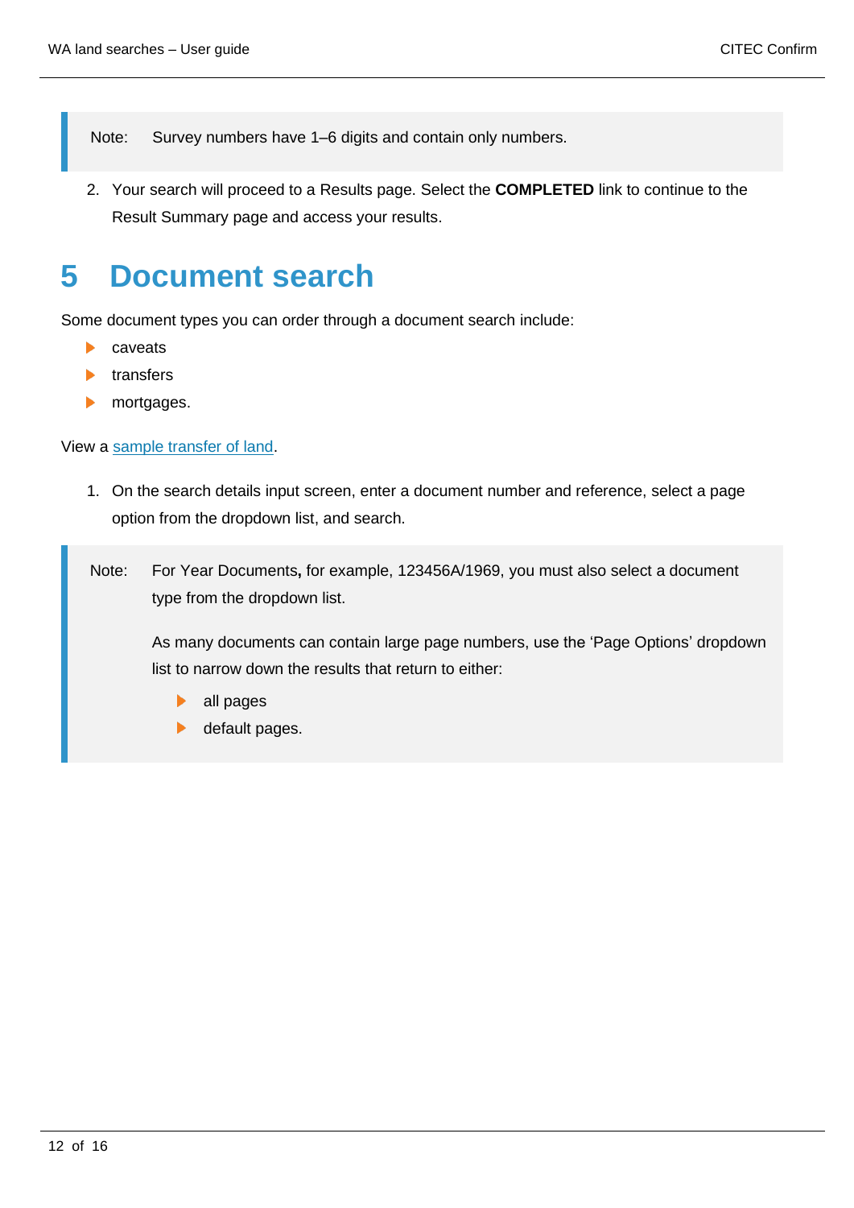> Note: Survey numbers have 1–6 digits and contain only numbers.

2. Your search will proceed to a Results page. Select the **COMPLETED** link to continue to the Result Summary page and access your results.

# 5 Document search

Some document types you can order through a document search include:

- caveats
- transfers
- mortgages.

View a [sample transfer of land](sample transfer of land).

1. On the search details input screen, enter a document number and reference, select a page option from the dropdown list, and search.

> Note: For Year Documents**,** for example, 123456A/1969, you must also select a document type from the dropdown list.
>
> As many documents can contain large page numbers, use the 'Page Options' dropdown list to narrow down the results that return to either:
>
> - all pages
> - default pages.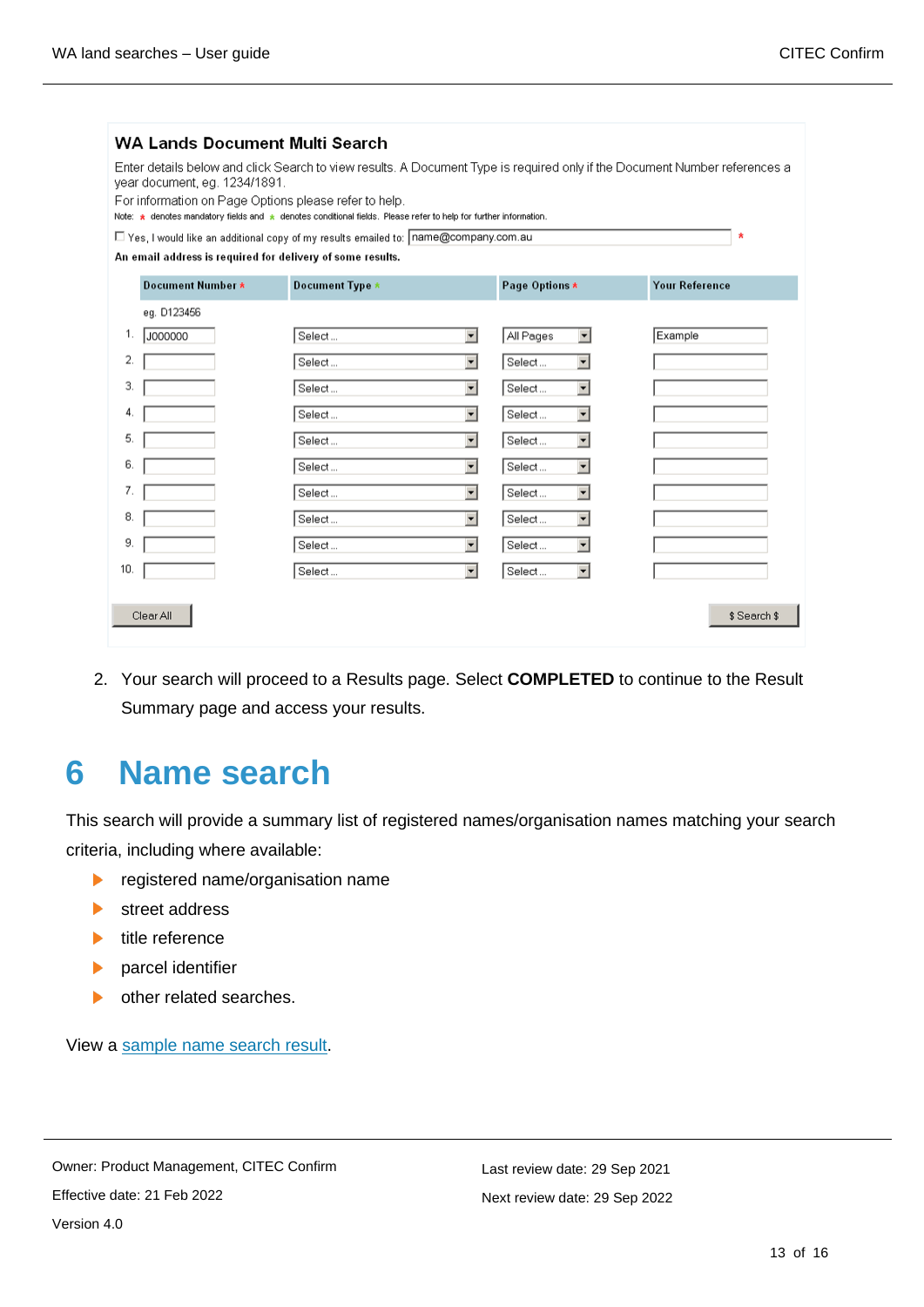**WA Lands Document Multi Search**

Enter details below and click Search to view results. A Document Type is required only if the Document Number references a year document, eg. 1234/1891.

For information on Page Options please refer to help.

Note: * denotes mandatory fields and * denotes conditional fields. Please refer to help for further information.

☐ Yes, I would like an additional copy of my results emailed to: name@company.com.au *

An email address is required for delivery of some results.

| | Document Number * | Document Type * | Page Options * | Your Reference |
|---|---|---|---|---|
| | eg. D123456 | | | |
| 1. | J000000 | Select ... | All Pages | Example |
| 2. | | Select ... | Select ... | |
| 3. | | Select ... | Select ... | |
| 4. | | Select ... | Select ... | |
| 5. | | Select ... | Select ... | |
| 6. | | Select ... | Select ... | |
| 7. | | Select ... | Select ... | |
| 8. | | Select ... | Select ... | |
| 9. | | Select ... | Select ... | |
| 10. | | Select ... | Select ... | |

Clear All | $ Search $

2. Your search will proceed to a Results page. Select **COMPLETED** to continue to the Result Summary page and access your results.

# 6 Name search

This search will provide a summary list of registered names/organisation names matching your search criteria, including where available:

- registered name/organisation name
- street address
- title reference
- parcel identifier
- other related searches.

View a sample name search result.

Owner: Product Management, CITEC Confirm
Effective date: 21 Feb 2022
Version 4.0

Last review date: 29 Sep 2021
Next review date: 29 Sep 2022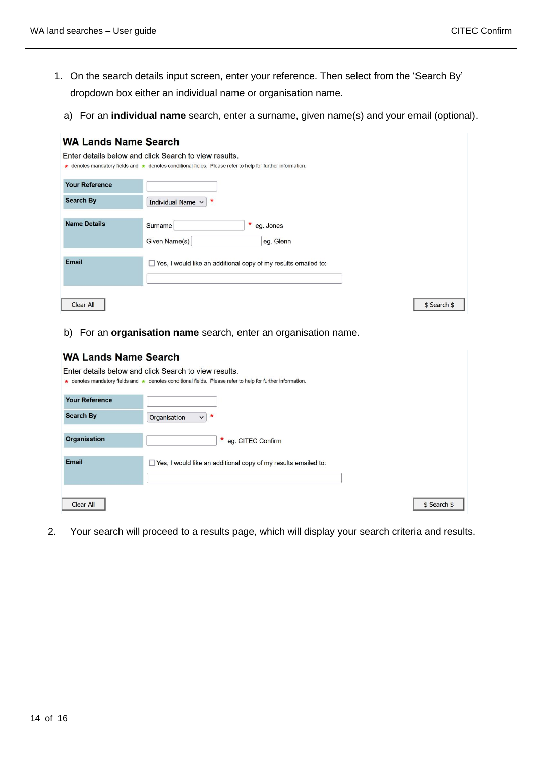1. On the search details input screen, enter your reference. Then select from the 'Search By' dropdown box either an individual name or organisation name.

   a) For an **individual name** search, enter a surname, given name(s) and your email (optional).

## WA Lands Name Search

Enter details below and click Search to view results.

\* denotes mandatory fields and \* denotes conditional fields. Please refer to help for further information.

| | |
|---|---|
| **Your Reference** | |
| **Search By** | Individual Name \* |
| **Name Details** | Surname \* eg. Jones<br>Given Name(s) eg. Glenn |
| **Email** | Yes, I would like an additional copy of my results emailed to: |

Clear All | $ Search $

   b) For an **organisation name** search, enter an organisation name.

## WA Lands Name Search

Enter details below and click Search to view results.

\* denotes mandatory fields and \* denotes conditional fields. Please refer to help for further information.

| | |
|---|---|
| **Your Reference** | |
| **Search By** | Organisation \* |
| **Organisation** | \* eg. CITEC Confirm |
| **Email** | Yes, I would like an additional copy of my results emailed to: |

Clear All | $ Search $

2. Your search will proceed to a results page, which will display your search criteria and results.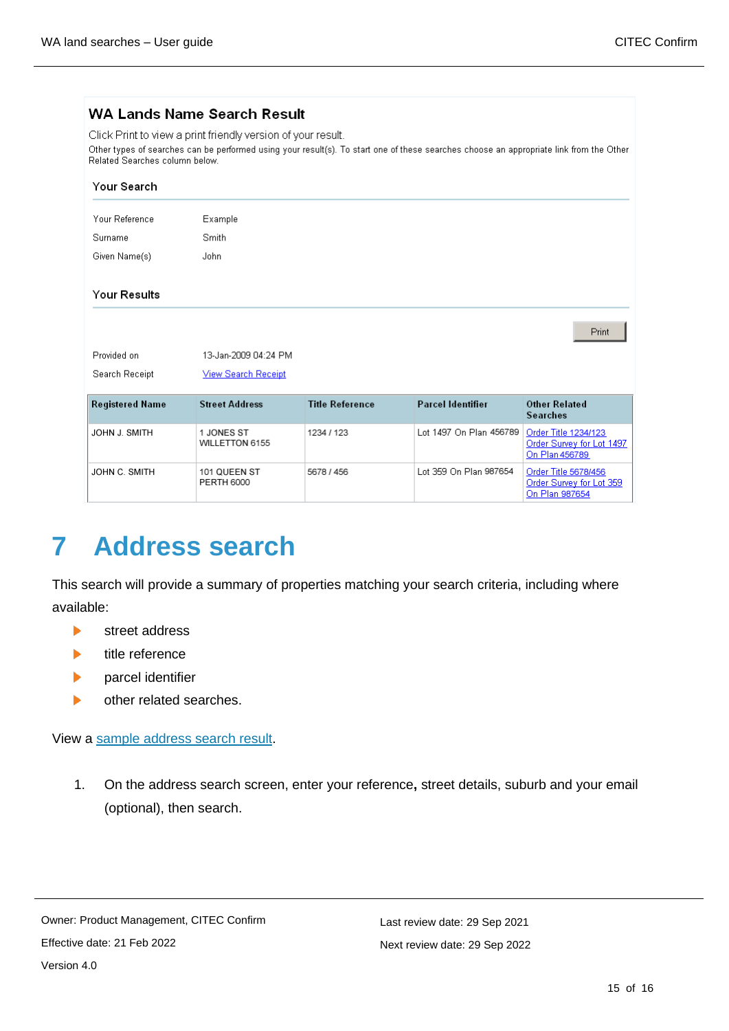**WA Lands Name Search Result**

Click Print to view a print friendly version of your result.

Other types of searches can be performed using your result(s). To start one of these searches choose an appropriate link from the Other Related Searches column below.

**Your Search**

| | |
|---|---|
| Your Reference | Example |
| Surname | Smith |
| Given Name(s) | John |

**Your Results**

Print

| | |
|---|---|
| Provided on | 13-Jan-2009 04:24 PM |
| Search Receipt | View Search Receipt |

| Registered Name | Street Address | Title Reference | Parcel Identifier | Other Related Searches |
|---|---|---|---|---|
| JOHN J. SMITH | 1 JONES ST WILLETTON 6155 | 1234 / 123 | Lot 1497 On Plan 456789 | Order Title 1234/123 Order Survey for Lot 1497 On Plan 456789 |
| JOHN C. SMITH | 101 QUEEN ST PERTH 6000 | 5678 / 456 | Lot 359 On Plan 987654 | Order Title 5678/456 Order Survey for Lot 359 On Plan 987654 |

# 7 Address search

This search will provide a summary of properties matching your search criteria, including where available:

- street address
- title reference
- parcel identifier
- other related searches.

View a sample address search result.

1. On the address search screen, enter your reference**,** street details, suburb and your email (optional), then search.

Owner: Product Management, CITEC Confirm

Effective date: 21 Feb 2022

Version 4.0

Last review date: 29 Sep 2021

Next review date: 29 Sep 2022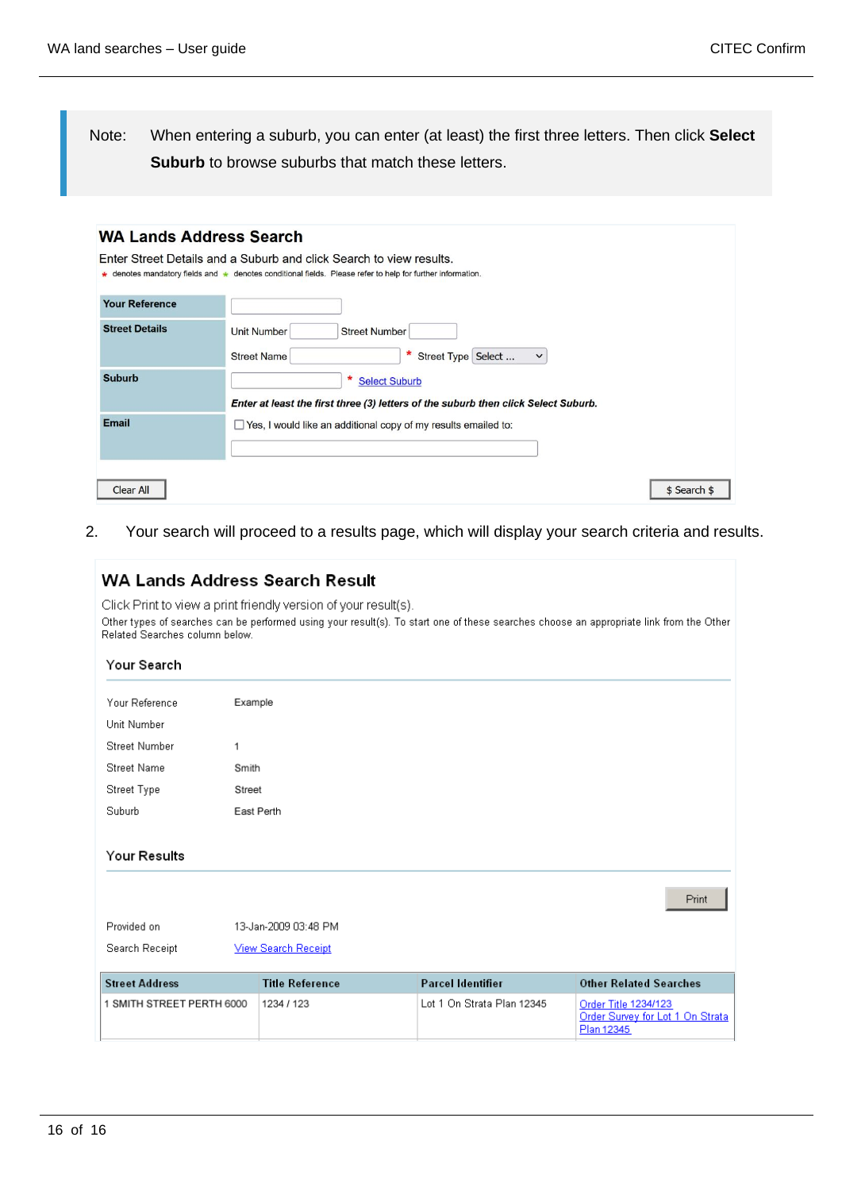Note: When entering a suburb, you can enter (at least) the first three letters. Then click **Select Suburb** to browse suburbs that match these letters.

## WA Lands Address Search

Enter Street Details and a Suburb and click Search to view results.

* denotes mandatory fields and * denotes conditional fields. Please refer to help for further information.

| | |
|---|---|
| **Your Reference** | |
| **Street Details** | Unit Number Street Number<br>Street Name * Street Type Select ... |
| **Suburb** | * Select Suburb<br>***Enter at least the first three (3) letters of the suburb then click Select Suburb.*** |
| **Email** | ☐ Yes, I would like an additional copy of my results emailed to: |

Clear All    $ Search $

2. Your search will proceed to a results page, which will display your search criteria and results.

## WA Lands Address Search Result

Click Print to view a print friendly version of your result(s).

Other types of searches can be performed using your result(s). To start one of these searches choose an appropriate link from the Other Related Searches column below.

### Your Search

| | |
|---|---|
| Your Reference | Example |
| Unit Number | |
| Street Number | 1 |
| Street Name | Smith |
| Street Type | Street |
| Suburb | East Perth |

### Your Results

Print

| | |
|---|---|
| Provided on | 13-Jan-2009 03:48 PM |
| Search Receipt | View Search Receipt |

| Street Address | Title Reference | Parcel Identifier | Other Related Searches |
|---|---|---|---|
| 1 SMITH STREET PERTH 6000 | 1234 / 123 | Lot 1 On Strata Plan 12345 | Order Title 1234/123<br>Order Survey for Lot 1 On Strata Plan 12345 |